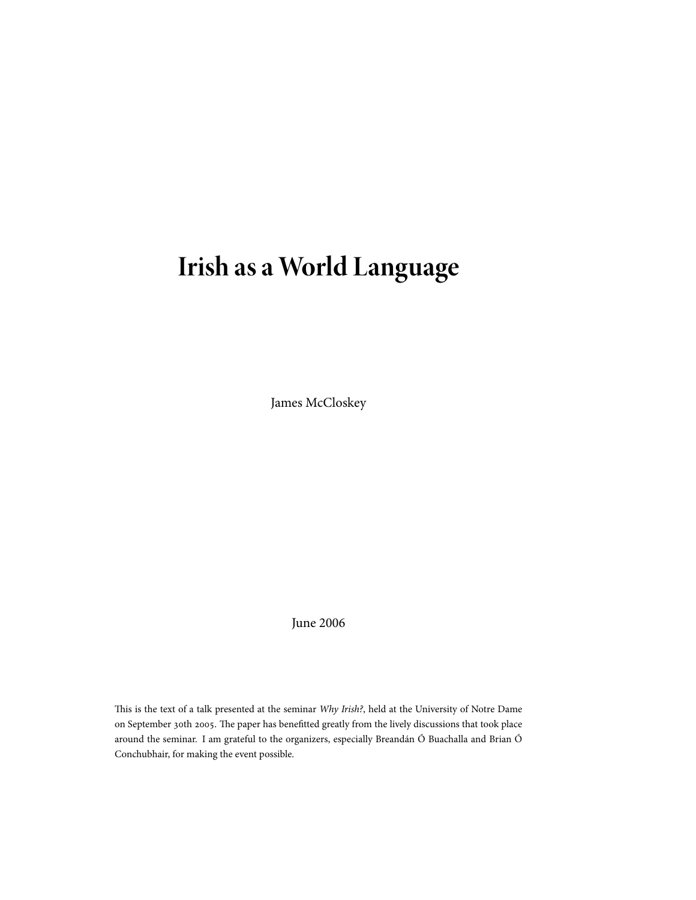# Irish as a World Language

James McCloskey

June 2006

This is the text of a talk presented at the seminar *Why Irish?*, held at the University of Notre Dame on September 30th 2005. The paper has benefitted greatly from the lively discussions that took place around the seminar. I am grateful to the organizers, especially Breandán Ó Buachalla and Brian Ó Conchubhair, for making the event possible.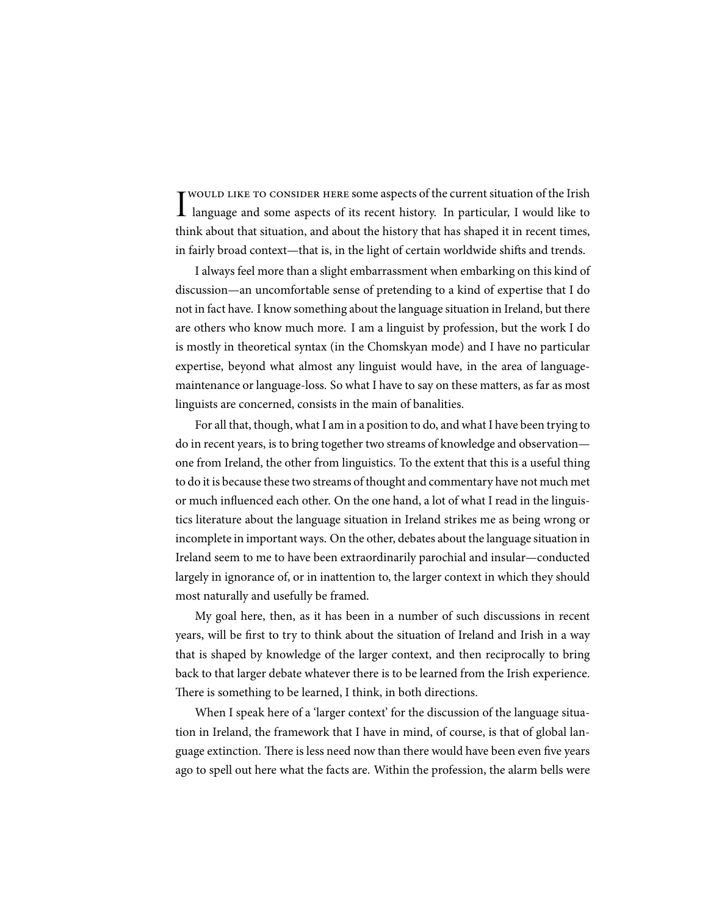I would like to consider here some aspects of the current situation of the Irish language and some aspects of its recent history. In particular, I would like to think about that situation, and about the history that has shaped it in recent times, in fairly broad context—that is, in the light of certain worldwide shifts and trends.

I always feel more than a slight embarrassment when embarking on this kind of discussion—an uncomfortable sense of pretending to a kind of expertise that I do not in fact have. I know something about the language situation in Ireland, but there are others who know much more. I am a linguist by profession, but the work I do is mostly in theoretical syntax (in the Chomskyan mode) and I have no particular expertise, beyond what almost any linguist would have, in the area of language-maintenance or language-loss. So what I have to say on these matters, as far as most linguists are concerned, consists in the main of banalities.

For all that, though, what I am in a position to do, and what I have been trying to do in recent years, is to bring together two streams of knowledge and observation—one from Ireland, the other from linguistics. To the extent that this is a useful thing to do it is because these two streams of thought and commentary have not much met or much influenced each other. On the one hand, a lot of what I read in the linguistics literature about the language situation in Ireland strikes me as being wrong or incomplete in important ways. On the other, debates about the language situation in Ireland seem to me to have been extraordinarily parochial and insular—conducted largely in ignorance of, or in inattention to, the larger context in which they should most naturally and usefully be framed.

My goal here, then, as it has been in a number of such discussions in recent years, will be first to try to think about the situation of Ireland and Irish in a way that is shaped by knowledge of the larger context, and then reciprocally to bring back to that larger debate whatever there is to be learned from the Irish experience. There is something to be learned, I think, in both directions.

When I speak here of a 'larger context' for the discussion of the language situation in Ireland, the framework that I have in mind, of course, is that of global language extinction. There is less need now than there would have been even five years ago to spell out here what the facts are. Within the profession, the alarm bells were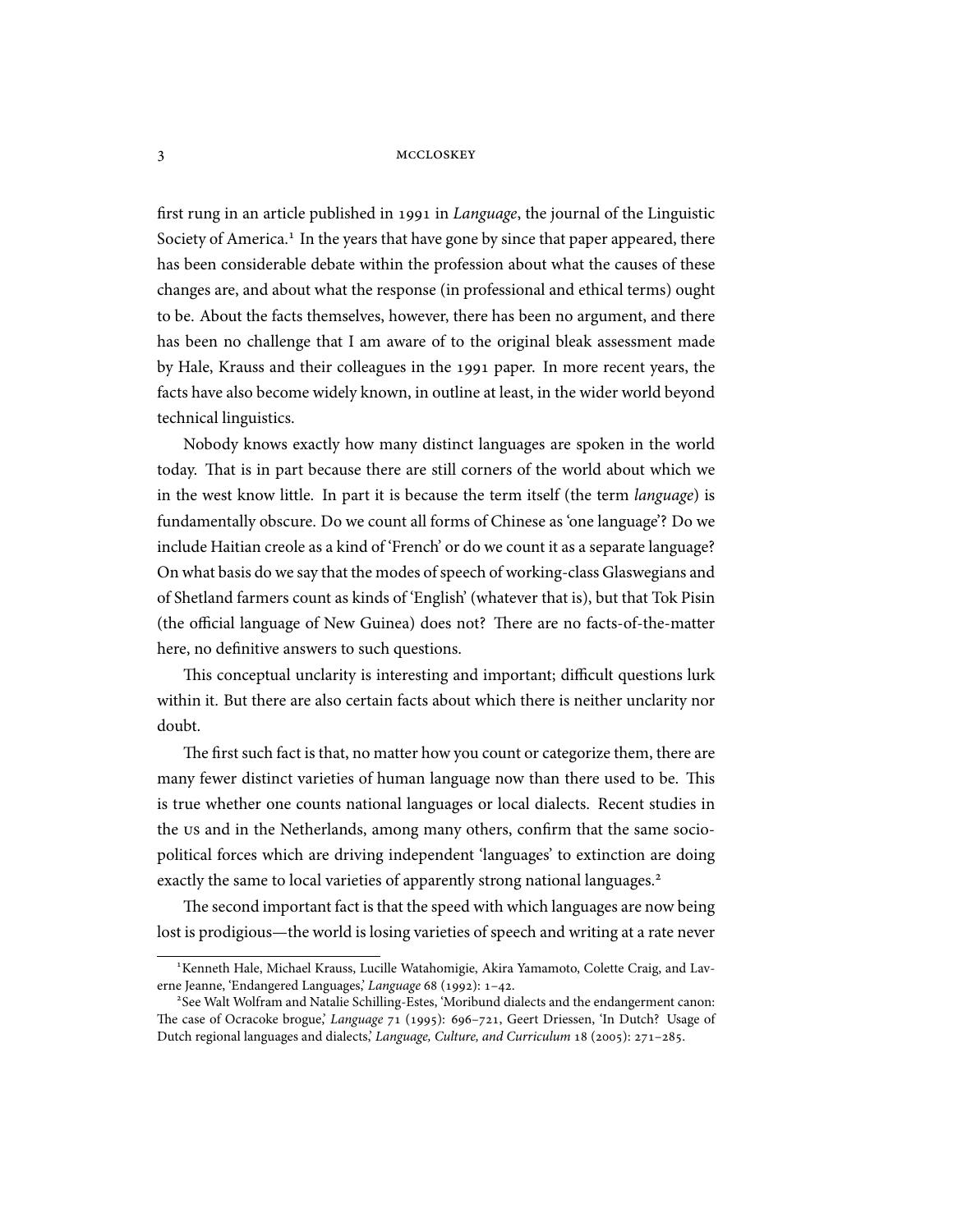first rung in an article published in 1991 in *Language*, the journal of the Linguistic Society of America.[1] In the years that have gone by since that paper appeared, there has been considerable debate within the profession about what the causes of these changes are, and about what the response (in professional and ethical terms) ought to be. About the facts themselves, however, there has been no argument, and there has been no challenge that I am aware of to the original bleak assessment made by Hale, Krauss and their colleagues in the 1991 paper. In more recent years, the facts have also become widely known, in outline at least, in the wider world beyond technical linguistics.

Nobody knows exactly how many distinct languages are spoken in the world today. That is in part because there are still corners of the world about which we in the west know little. In part it is because the term itself (the term *language*) is fundamentally obscure. Do we count all forms of Chinese as 'one language'? Do we include Haitian creole as a kind of 'French' or do we count it as a separate language? On what basis do we say that the modes of speech of working-class Glaswegians and of Shetland farmers count as kinds of 'English' (whatever that is), but that Tok Pisin (the official language of New Guinea) does not? There are no facts-of-the-matter here, no definitive answers to such questions.

This conceptual unclarity is interesting and important; difficult questions lurk within it. But there are also certain facts about which there is neither unclarity nor doubt.

The first such fact is that, no matter how you count or categorize them, there are many fewer distinct varieties of human language now than there used to be. This is true whether one counts national languages or local dialects. Recent studies in the US and in the Netherlands, among many others, confirm that the same socio-political forces which are driving independent 'languages' to extinction are doing exactly the same to local varieties of apparently strong national languages.[2]

The second important fact is that the speed with which languages are now being lost is prodigious—the world is losing varieties of speech and writing at a rate never

---

[1] Kenneth Hale, Michael Krauss, Lucille Watahomigie, Akira Yamamoto, Colette Craig, and Laverne Jeanne, 'Endangered Languages,' *Language* 68 (1992): 1–42.

[2] See Walt Wolfram and Natalie Schilling-Estes, 'Moribund dialects and the endangerment canon: The case of Ocracoke brogue,' *Language* 71 (1995): 696–721, Geert Driessen, 'In Dutch? Usage of Dutch regional languages and dialects,' *Language, Culture, and Curriculum* 18 (2005): 271–285.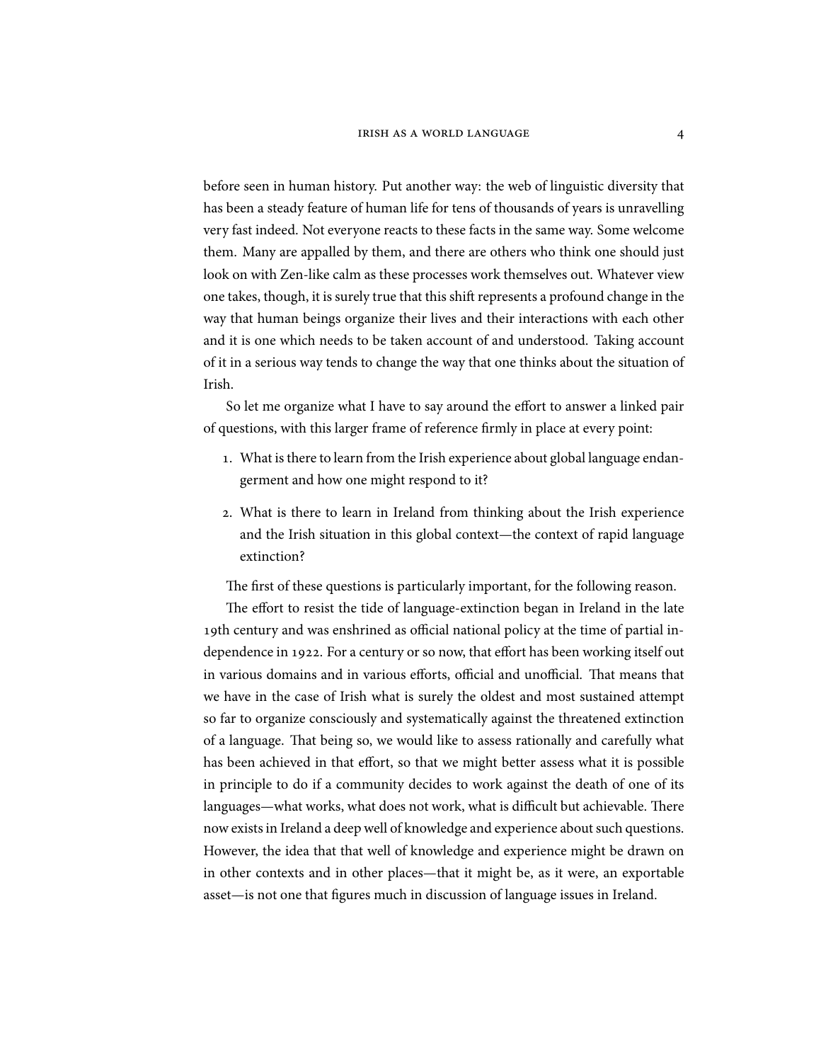before seen in human history. Put another way: the web of linguistic diversity that has been a steady feature of human life for tens of thousands of years is unravelling very fast indeed. Not everyone reacts to these facts in the same way. Some welcome them. Many are appalled by them, and there are others who think one should just look on with Zen-like calm as these processes work themselves out. Whatever view one takes, though, it is surely true that this shift represents a profound change in the way that human beings organize their lives and their interactions with each other and it is one which needs to be taken account of and understood. Taking account of it in a serious way tends to change the way that one thinks about the situation of Irish.

So let me organize what I have to say around the effort to answer a linked pair of questions, with this larger frame of reference firmly in place at every point:

1. What is there to learn from the Irish experience about global language endangerment and how one might respond to it?

2. What is there to learn in Ireland from thinking about the Irish experience and the Irish situation in this global context—the context of rapid language extinction?

The first of these questions is particularly important, for the following reason.

The effort to resist the tide of language-extinction began in Ireland in the late 19th century and was enshrined as official national policy at the time of partial independence in 1922. For a century or so now, that effort has been working itself out in various domains and in various efforts, official and unofficial. That means that we have in the case of Irish what is surely the oldest and most sustained attempt so far to organize consciously and systematically against the threatened extinction of a language. That being so, we would like to assess rationally and carefully what has been achieved in that effort, so that we might better assess what it is possible in principle to do if a community decides to work against the death of one of its languages—what works, what does not work, what is difficult but achievable. There now exists in Ireland a deep well of knowledge and experience about such questions. However, the idea that that well of knowledge and experience might be drawn on in other contexts and in other places—that it might be, as it were, an exportable asset—is not one that figures much in discussion of language issues in Ireland.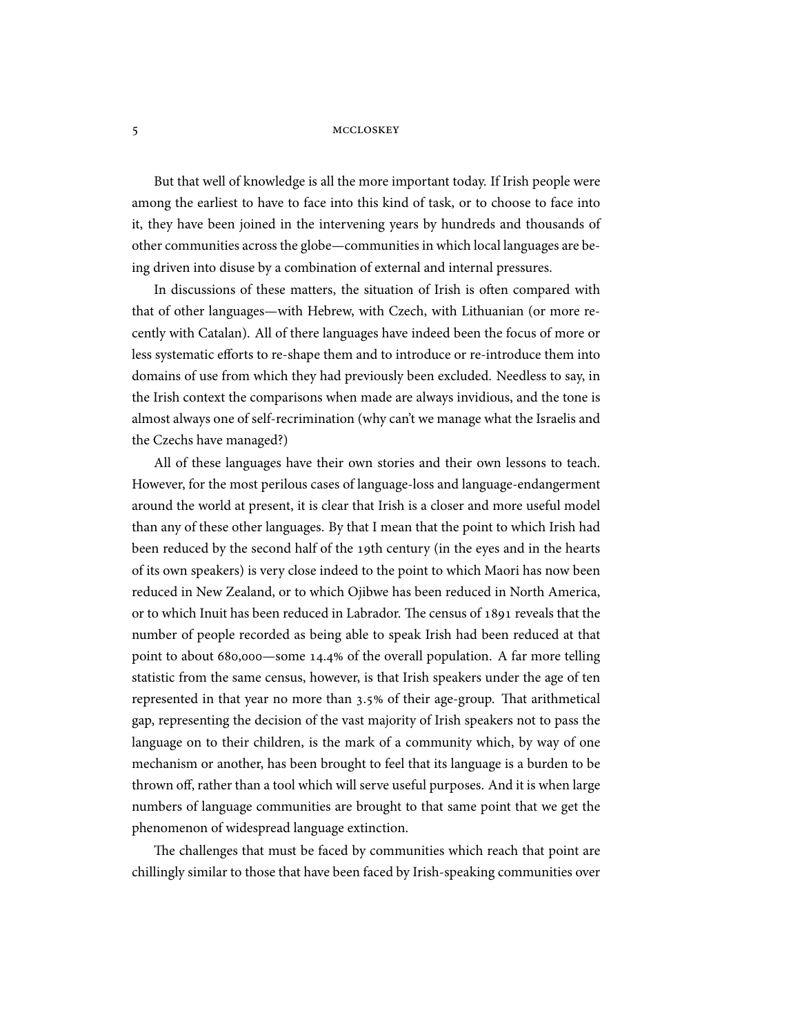But that well of knowledge is all the more important today. If Irish people were among the earliest to have to face into this kind of task, or to choose to face into it, they have been joined in the intervening years by hundreds and thousands of other communities across the globe—communities in which local languages are being driven into disuse by a combination of external and internal pressures.

In discussions of these matters, the situation of Irish is often compared with that of other languages—with Hebrew, with Czech, with Lithuanian (or more recently with Catalan). All of there languages have indeed been the focus of more or less systematic efforts to re-shape them and to introduce or re-introduce them into domains of use from which they had previously been excluded. Needless to say, in the Irish context the comparisons when made are always invidious, and the tone is almost always one of self-recrimination (why can't we manage what the Israelis and the Czechs have managed?)

All of these languages have their own stories and their own lessons to teach. However, for the most perilous cases of language-loss and language-endangerment around the world at present, it is clear that Irish is a closer and more useful model than any of these other languages. By that I mean that the point to which Irish had been reduced by the second half of the 19th century (in the eyes and in the hearts of its own speakers) is very close indeed to the point to which Maori has now been reduced in New Zealand, or to which Ojibwe has been reduced in North America, or to which Inuit has been reduced in Labrador. The census of 1891 reveals that the number of people recorded as being able to speak Irish had been reduced at that point to about 680,000—some 14.4% of the overall population. A far more telling statistic from the same census, however, is that Irish speakers under the age of ten represented in that year no more than 3.5% of their age-group. That arithmetical gap, representing the decision of the vast majority of Irish speakers not to pass the language on to their children, is the mark of a community which, by way of one mechanism or another, has been brought to feel that its language is a burden to be thrown off, rather than a tool which will serve useful purposes. And it is when large numbers of language communities are brought to that same point that we get the phenomenon of widespread language extinction.

The challenges that must be faced by communities which reach that point are chillingly similar to those that have been faced by Irish-speaking communities over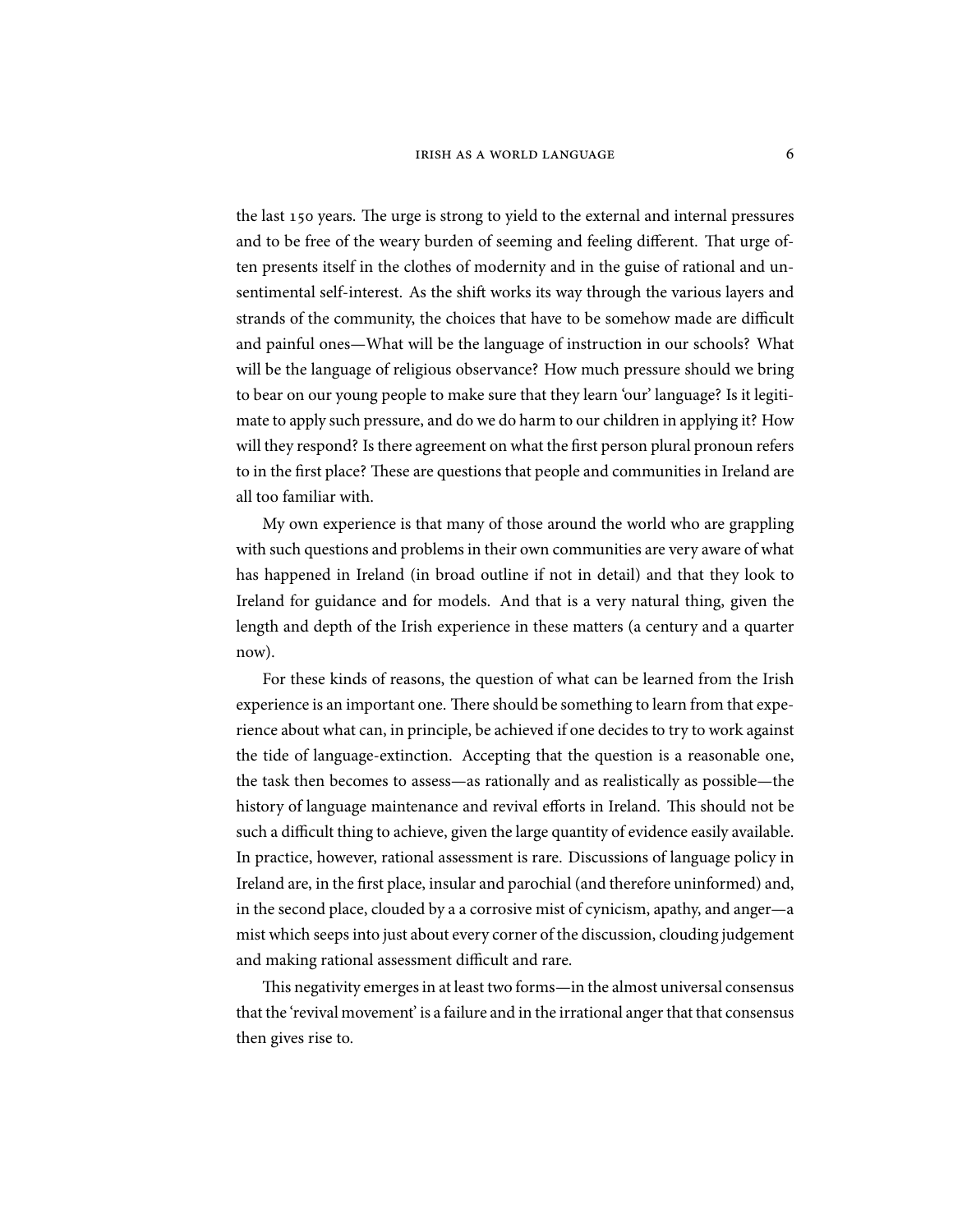the last 150 years. The urge is strong to yield to the external and internal pressures and to be free of the weary burden of seeming and feeling different. That urge often presents itself in the clothes of modernity and in the guise of rational and unsentimental self-interest. As the shift works its way through the various layers and strands of the community, the choices that have to be somehow made are difficult and painful ones—What will be the language of instruction in our schools? What will be the language of religious observance? How much pressure should we bring to bear on our young people to make sure that they learn 'our' language? Is it legitimate to apply such pressure, and do we do harm to our children in applying it? How will they respond? Is there agreement on what the first person plural pronoun refers to in the first place? These are questions that people and communities in Ireland are all too familiar with.

My own experience is that many of those around the world who are grappling with such questions and problems in their own communities are very aware of what has happened in Ireland (in broad outline if not in detail) and that they look to Ireland for guidance and for models. And that is a very natural thing, given the length and depth of the Irish experience in these matters (a century and a quarter now).

For these kinds of reasons, the question of what can be learned from the Irish experience is an important one. There should be something to learn from that experience about what can, in principle, be achieved if one decides to try to work against the tide of language-extinction. Accepting that the question is a reasonable one, the task then becomes to assess—as rationally and as realistically as possible—the history of language maintenance and revival efforts in Ireland. This should not be such a difficult thing to achieve, given the large quantity of evidence easily available. In practice, however, rational assessment is rare. Discussions of language policy in Ireland are, in the first place, insular and parochial (and therefore uninformed) and, in the second place, clouded by a a corrosive mist of cynicism, apathy, and anger—a mist which seeps into just about every corner of the discussion, clouding judgement and making rational assessment difficult and rare.

This negativity emerges in at least two forms—in the almost universal consensus that the 'revival movement' is a failure and in the irrational anger that that consensus then gives rise to.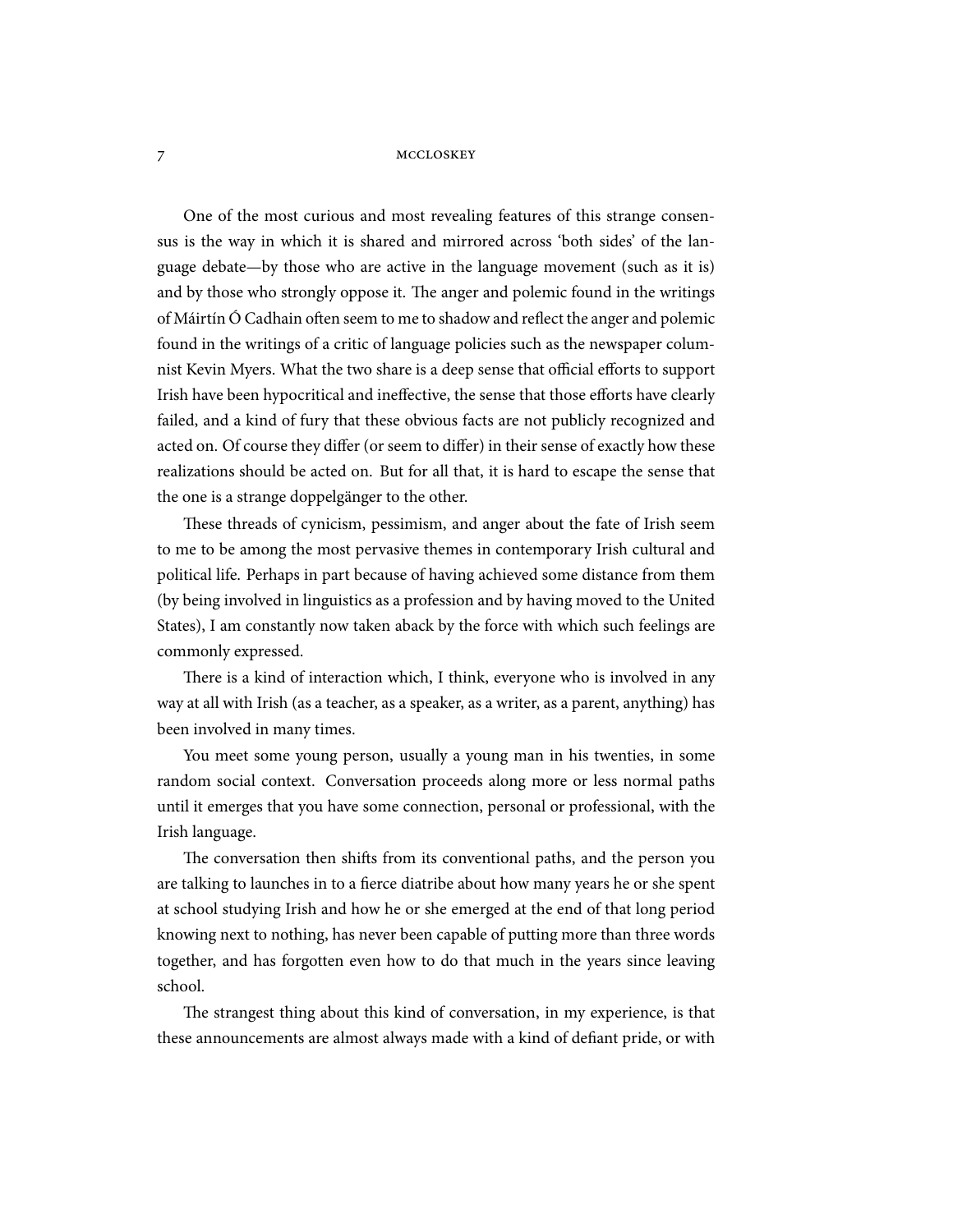One of the most curious and most revealing features of this strange consensus is the way in which it is shared and mirrored across 'both sides' of the language debate—by those who are active in the language movement (such as it is) and by those who strongly oppose it. The anger and polemic found in the writings of Máirtín Ó Cadhain often seem to me to shadow and reflect the anger and polemic found in the writings of a critic of language policies such as the newspaper columnist Kevin Myers. What the two share is a deep sense that official efforts to support Irish have been hypocritical and ineffective, the sense that those efforts have clearly failed, and a kind of fury that these obvious facts are not publicly recognized and acted on. Of course they differ (or seem to differ) in their sense of exactly how these realizations should be acted on. But for all that, it is hard to escape the sense that the one is a strange doppelgänger to the other.

These threads of cynicism, pessimism, and anger about the fate of Irish seem to me to be among the most pervasive themes in contemporary Irish cultural and political life. Perhaps in part because of having achieved some distance from them (by being involved in linguistics as a profession and by having moved to the United States), I am constantly now taken aback by the force with which such feelings are commonly expressed.

There is a kind of interaction which, I think, everyone who is involved in any way at all with Irish (as a teacher, as a speaker, as a writer, as a parent, anything) has been involved in many times.

You meet some young person, usually a young man in his twenties, in some random social context. Conversation proceeds along more or less normal paths until it emerges that you have some connection, personal or professional, with the Irish language.

The conversation then shifts from its conventional paths, and the person you are talking to launches in to a fierce diatribe about how many years he or she spent at school studying Irish and how he or she emerged at the end of that long period knowing next to nothing, has never been capable of putting more than three words together, and has forgotten even how to do that much in the years since leaving school.

The strangest thing about this kind of conversation, in my experience, is that these announcements are almost always made with a kind of defiant pride, or with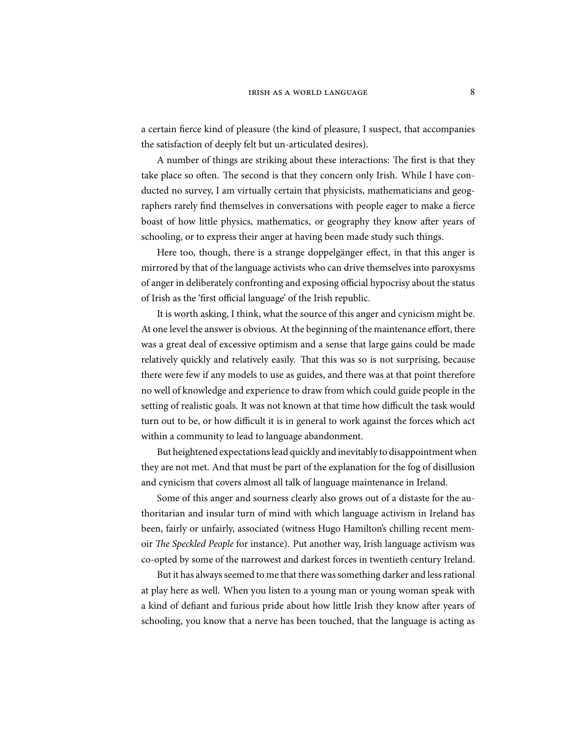a certain fierce kind of pleasure (the kind of pleasure, I suspect, that accompanies the satisfaction of deeply felt but un-articulated desires).

A number of things are striking about these interactions: The first is that they take place so often. The second is that they concern only Irish. While I have conducted no survey, I am virtually certain that physicists, mathematicians and geographers rarely find themselves in conversations with people eager to make a fierce boast of how little physics, mathematics, or geography they know after years of schooling, or to express their anger at having been made study such things.

Here too, though, there is a strange doppelgänger effect, in that this anger is mirrored by that of the language activists who can drive themselves into paroxysms of anger in deliberately confronting and exposing official hypocrisy about the status of Irish as the 'first official language' of the Irish republic.

It is worth asking, I think, what the source of this anger and cynicism might be. At one level the answer is obvious. At the beginning of the maintenance effort, there was a great deal of excessive optimism and a sense that large gains could be made relatively quickly and relatively easily. That this was so is not surprising, because there were few if any models to use as guides, and there was at that point therefore no well of knowledge and experience to draw from which could guide people in the setting of realistic goals. It was not known at that time how difficult the task would turn out to be, or how difficult it is in general to work against the forces which act within a community to lead to language abandonment.

But heightened expectations lead quickly and inevitably to disappointment when they are not met. And that must be part of the explanation for the fog of disillusion and cynicism that covers almost all talk of language maintenance in Ireland.

Some of this anger and sourness clearly also grows out of a distaste for the authoritarian and insular turn of mind with which language activism in Ireland has been, fairly or unfairly, associated (witness Hugo Hamilton's chilling recent memoir *The Speckled People* for instance). Put another way, Irish language activism was co-opted by some of the narrowest and darkest forces in twentieth century Ireland.

But it has always seemed to me that there was something darker and less rational at play here as well. When you listen to a young man or young woman speak with a kind of defiant and furious pride about how little Irish they know after years of schooling, you know that a nerve has been touched, that the language is acting as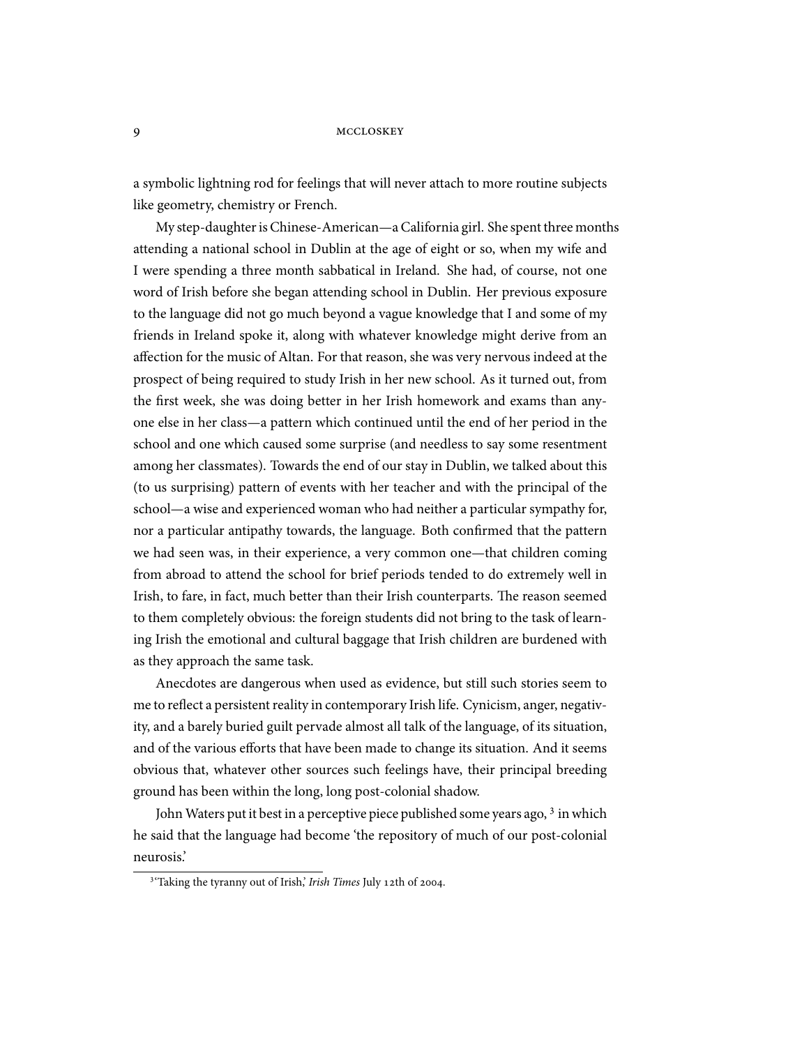a symbolic lightning rod for feelings that will never attach to more routine subjects like geometry, chemistry or French.

My step-daughter is Chinese-American—a California girl. She spent three months attending a national school in Dublin at the age of eight or so, when my wife and I were spending a three month sabbatical in Ireland. She had, of course, not one word of Irish before she began attending school in Dublin. Her previous exposure to the language did not go much beyond a vague knowledge that I and some of my friends in Ireland spoke it, along with whatever knowledge might derive from an affection for the music of Altan. For that reason, she was very nervous indeed at the prospect of being required to study Irish in her new school. As it turned out, from the first week, she was doing better in her Irish homework and exams than anyone else in her class—a pattern which continued until the end of her period in the school and one which caused some surprise (and needless to say some resentment among her classmates). Towards the end of our stay in Dublin, we talked about this (to us surprising) pattern of events with her teacher and with the principal of the school—a wise and experienced woman who had neither a particular sympathy for, nor a particular antipathy towards, the language. Both confirmed that the pattern we had seen was, in their experience, a very common one—that children coming from abroad to attend the school for brief periods tended to do extremely well in Irish, to fare, in fact, much better than their Irish counterparts. The reason seemed to them completely obvious: the foreign students did not bring to the task of learning Irish the emotional and cultural baggage that Irish children are burdened with as they approach the same task.

Anecdotes are dangerous when used as evidence, but still such stories seem to me to reflect a persistent reality in contemporary Irish life. Cynicism, anger, negativity, and a barely buried guilt pervade almost all talk of the language, of its situation, and of the various efforts that have been made to change its situation. And it seems obvious that, whatever other sources such feelings have, their principal breeding ground has been within the long, long post-colonial shadow.

John Waters put it best in a perceptive piece published some years ago, [3] in which he said that the language had become 'the repository of much of our post-colonial neurosis.'

[3] 'Taking the tyranny out of Irish,' *Irish Times* July 12th of 2004.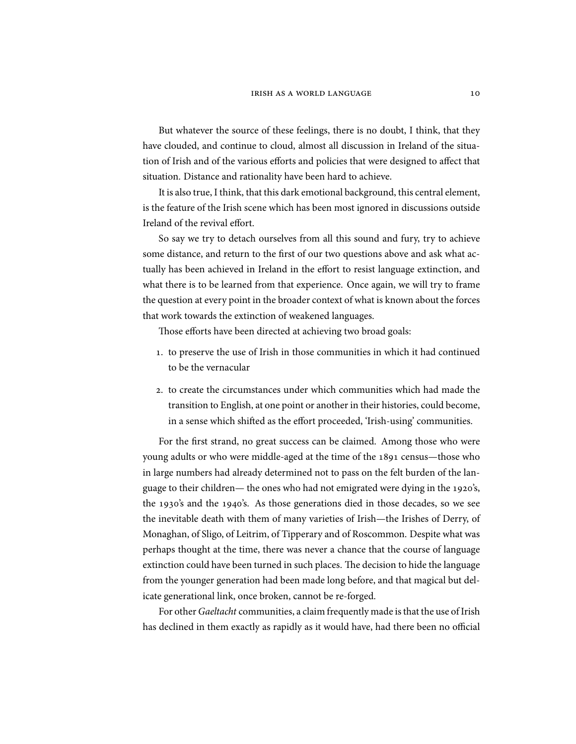But whatever the source of these feelings, there is no doubt, I think, that they have clouded, and continue to cloud, almost all discussion in Ireland of the situation of Irish and of the various efforts and policies that were designed to affect that situation. Distance and rationality have been hard to achieve.

It is also true, I think, that this dark emotional background, this central element, is the feature of the Irish scene which has been most ignored in discussions outside Ireland of the revival effort.

So say we try to detach ourselves from all this sound and fury, try to achieve some distance, and return to the first of our two questions above and ask what actually has been achieved in Ireland in the effort to resist language extinction, and what there is to be learned from that experience. Once again, we will try to frame the question at every point in the broader context of what is known about the forces that work towards the extinction of weakened languages.

Those efforts have been directed at achieving two broad goals:

1. to preserve the use of Irish in those communities in which it had continued to be the vernacular
2. to create the circumstances under which communities which had made the transition to English, at one point or another in their histories, could become, in a sense which shifted as the effort proceeded, 'Irish-using' communities.

For the first strand, no great success can be claimed. Among those who were young adults or who were middle-aged at the time of the 1891 census—those who in large numbers had already determined not to pass on the felt burden of the language to their children— the ones who had not emigrated were dying in the 1920's, the 1930's and the 1940's. As those generations died in those decades, so we see the inevitable death with them of many varieties of Irish—the Irishes of Derry, of Monaghan, of Sligo, of Leitrim, of Tipperary and of Roscommon. Despite what was perhaps thought at the time, there was never a chance that the course of language extinction could have been turned in such places. The decision to hide the language from the younger generation had been made long before, and that magical but delicate generational link, once broken, cannot be re-forged.

For other *Gaeltacht* communities, a claim frequently made is that the use of Irish has declined in them exactly as rapidly as it would have, had there been no official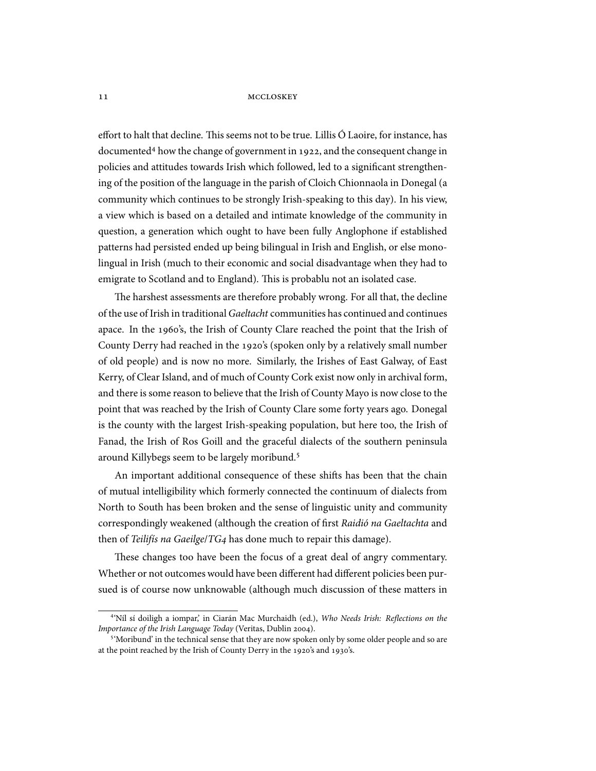effort to halt that decline. This seems not to be true. Lillis Ó Laoire, for instance, has documented[4] how the change of government in 1922, and the consequent change in policies and attitudes towards Irish which followed, led to a significant strengthening of the position of the language in the parish of Cloich Chionnaola in Donegal (a community which continues to be strongly Irish-speaking to this day). In his view, a view which is based on a detailed and intimate knowledge of the community in question, a generation which ought to have been fully Anglophone if established patterns had persisted ended up being bilingual in Irish and English, or else monolingual in Irish (much to their economic and social disadvantage when they had to emigrate to Scotland and to England). This is probablu not an isolated case.

The harshest assessments are therefore probably wrong. For all that, the decline of the use of Irish in traditional *Gaeltacht* communities has continued and continues apace. In the 1960's, the Irish of County Clare reached the point that the Irish of County Derry had reached in the 1920's (spoken only by a relatively small number of old people) and is now no more. Similarly, the Irishes of East Galway, of East Kerry, of Clear Island, and of much of County Cork exist now only in archival form, and there is some reason to believe that the Irish of County Mayo is now close to the point that was reached by the Irish of County Clare some forty years ago. Donegal is the county with the largest Irish-speaking population, but here too, the Irish of Fanad, the Irish of Ros Goill and the graceful dialects of the southern peninsula around Killybegs seem to be largely moribund.[5]

An important additional consequence of these shifts has been that the chain of mutual intelligibility which formerly connected the continuum of dialects from North to South has been broken and the sense of linguistic unity and community correspondingly weakened (although the creation of first *Raidió na Gaeltachta* and then of *Teilifís na Gaeilge/TG4* has done much to repair this damage).

These changes too have been the focus of a great deal of angry commentary. Whether or not outcomes would have been different had different policies been pursued is of course now unknowable (although much discussion of these matters in

---

[4] 'Níl sí doiligh a iompar,' in Ciarán Mac Murchaidh (ed.), *Who Needs Irish: Reflections on the Importance of the Irish Language Today* (Veritas, Dublin 2004).

[5] 'Moribund' in the technical sense that they are now spoken only by some older people and so are at the point reached by the Irish of County Derry in the 1920's and 1930's.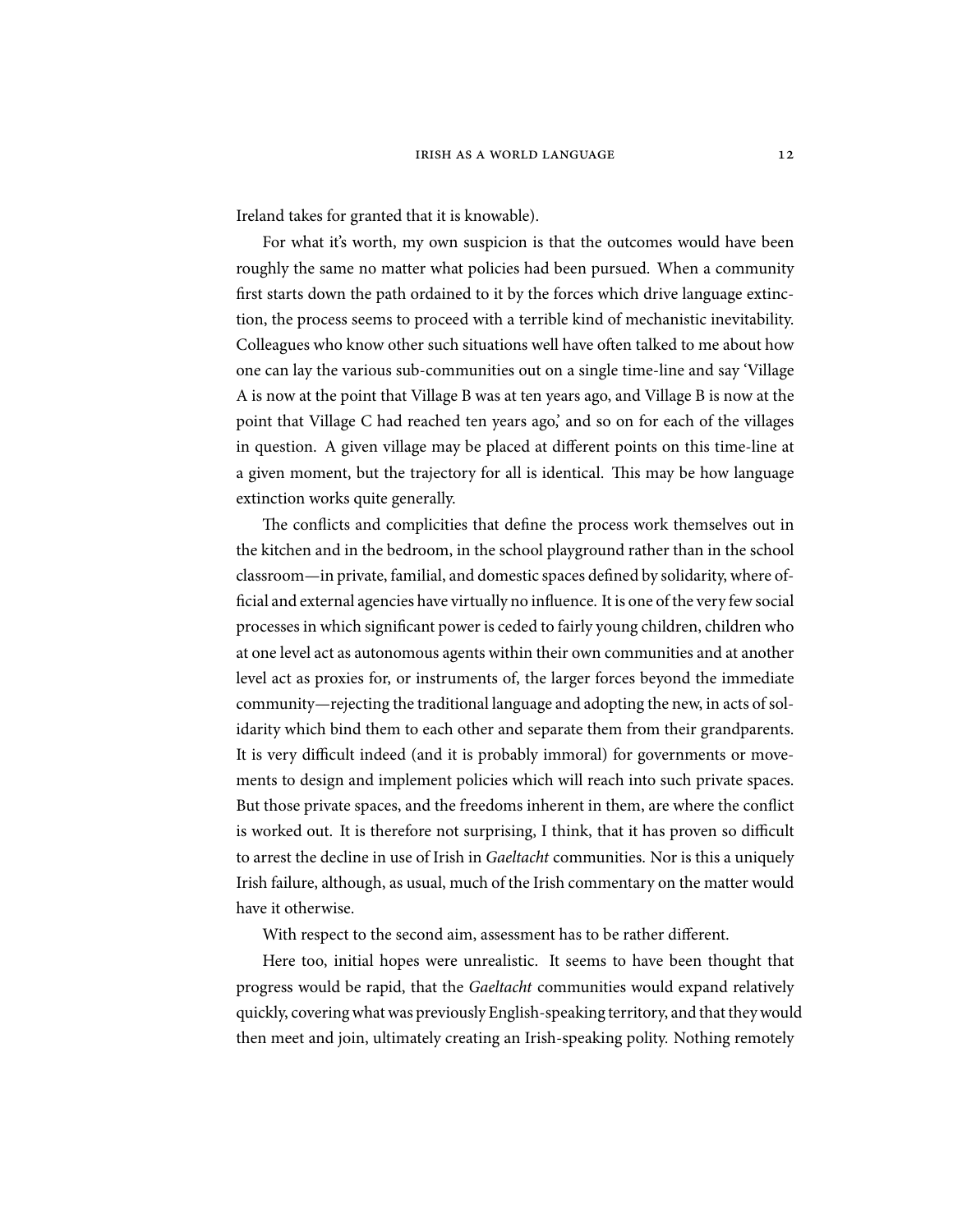Ireland takes for granted that it is knowable).

For what it's worth, my own suspicion is that the outcomes would have been roughly the same no matter what policies had been pursued. When a community first starts down the path ordained to it by the forces which drive language extinction, the process seems to proceed with a terrible kind of mechanistic inevitability. Colleagues who know other such situations well have often talked to me about how one can lay the various sub-communities out on a single time-line and say 'Village A is now at the point that Village B was at ten years ago, and Village B is now at the point that Village C had reached ten years ago,' and so on for each of the villages in question. A given village may be placed at different points on this time-line at a given moment, but the trajectory for all is identical. This may be how language extinction works quite generally.

The conflicts and complicities that define the process work themselves out in the kitchen and in the bedroom, in the school playground rather than in the school classroom—in private, familial, and domestic spaces defined by solidarity, where official and external agencies have virtually no influence. It is one of the very few social processes in which significant power is ceded to fairly young children, children who at one level act as autonomous agents within their own communities and at another level act as proxies for, or instruments of, the larger forces beyond the immediate community—rejecting the traditional language and adopting the new, in acts of solidarity which bind them to each other and separate them from their grandparents. It is very difficult indeed (and it is probably immoral) for governments or movements to design and implement policies which will reach into such private spaces. But those private spaces, and the freedoms inherent in them, are where the conflict is worked out. It is therefore not surprising, I think, that it has proven so difficult to arrest the decline in use of Irish in *Gaeltacht* communities. Nor is this a uniquely Irish failure, although, as usual, much of the Irish commentary on the matter would have it otherwise.

With respect to the second aim, assessment has to be rather different.

Here too, initial hopes were unrealistic. It seems to have been thought that progress would be rapid, that the *Gaeltacht* communities would expand relatively quickly, covering what was previously English-speaking territory, and that they would then meet and join, ultimately creating an Irish-speaking polity. Nothing remotely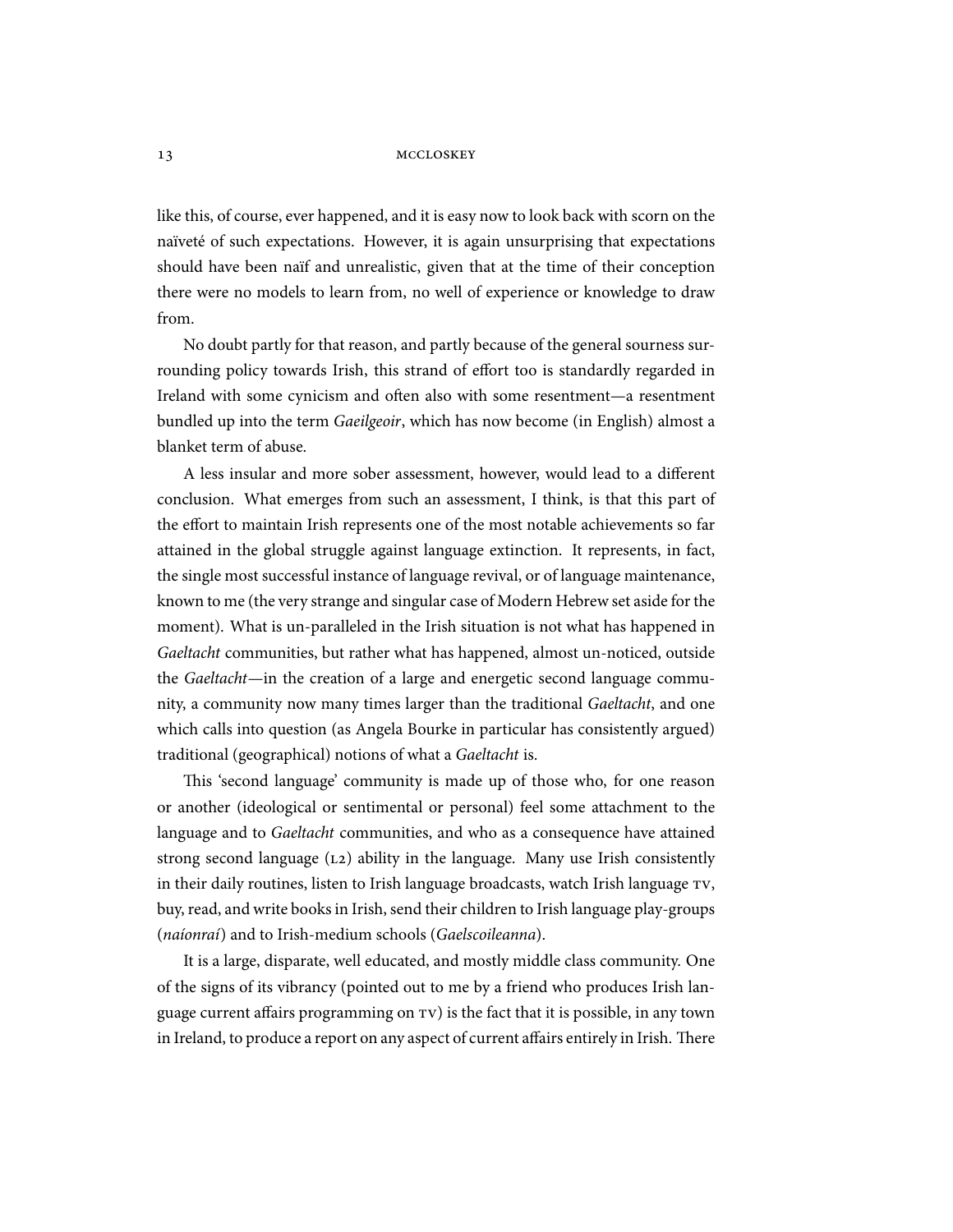like this, of course, ever happened, and it is easy now to look back with scorn on the naïveté of such expectations. However, it is again unsurprising that expectations should have been naïf and unrealistic, given that at the time of their conception there were no models to learn from, no well of experience or knowledge to draw from.

No doubt partly for that reason, and partly because of the general sourness surrounding policy towards Irish, this strand of effort too is standardly regarded in Ireland with some cynicism and often also with some resentment—a resentment bundled up into the term *Gaeilgeoir*, which has now become (in English) almost a blanket term of abuse.

A less insular and more sober assessment, however, would lead to a different conclusion. What emerges from such an assessment, I think, is that this part of the effort to maintain Irish represents one of the most notable achievements so far attained in the global struggle against language extinction. It represents, in fact, the single most successful instance of language revival, or of language maintenance, known to me (the very strange and singular case of Modern Hebrew set aside for the moment). What is un-paralleled in the Irish situation is not what has happened in *Gaeltacht* communities, but rather what has happened, almost un-noticed, outside the *Gaeltacht*—in the creation of a large and energetic second language community, a community now many times larger than the traditional *Gaeltacht*, and one which calls into question (as Angela Bourke in particular has consistently argued) traditional (geographical) notions of what a *Gaeltacht* is.

This 'second language' community is made up of those who, for one reason or another (ideological or sentimental or personal) feel some attachment to the language and to *Gaeltacht* communities, and who as a consequence have attained strong second language (L2) ability in the language. Many use Irish consistently in their daily routines, listen to Irish language broadcasts, watch Irish language TV, buy, read, and write books in Irish, send their children to Irish language play-groups (*naíonraí*) and to Irish-medium schools (*Gaelscoileanna*).

It is a large, disparate, well educated, and mostly middle class community. One of the signs of its vibrancy (pointed out to me by a friend who produces Irish language current affairs programming on TV) is the fact that it is possible, in any town in Ireland, to produce a report on any aspect of current affairs entirely in Irish. There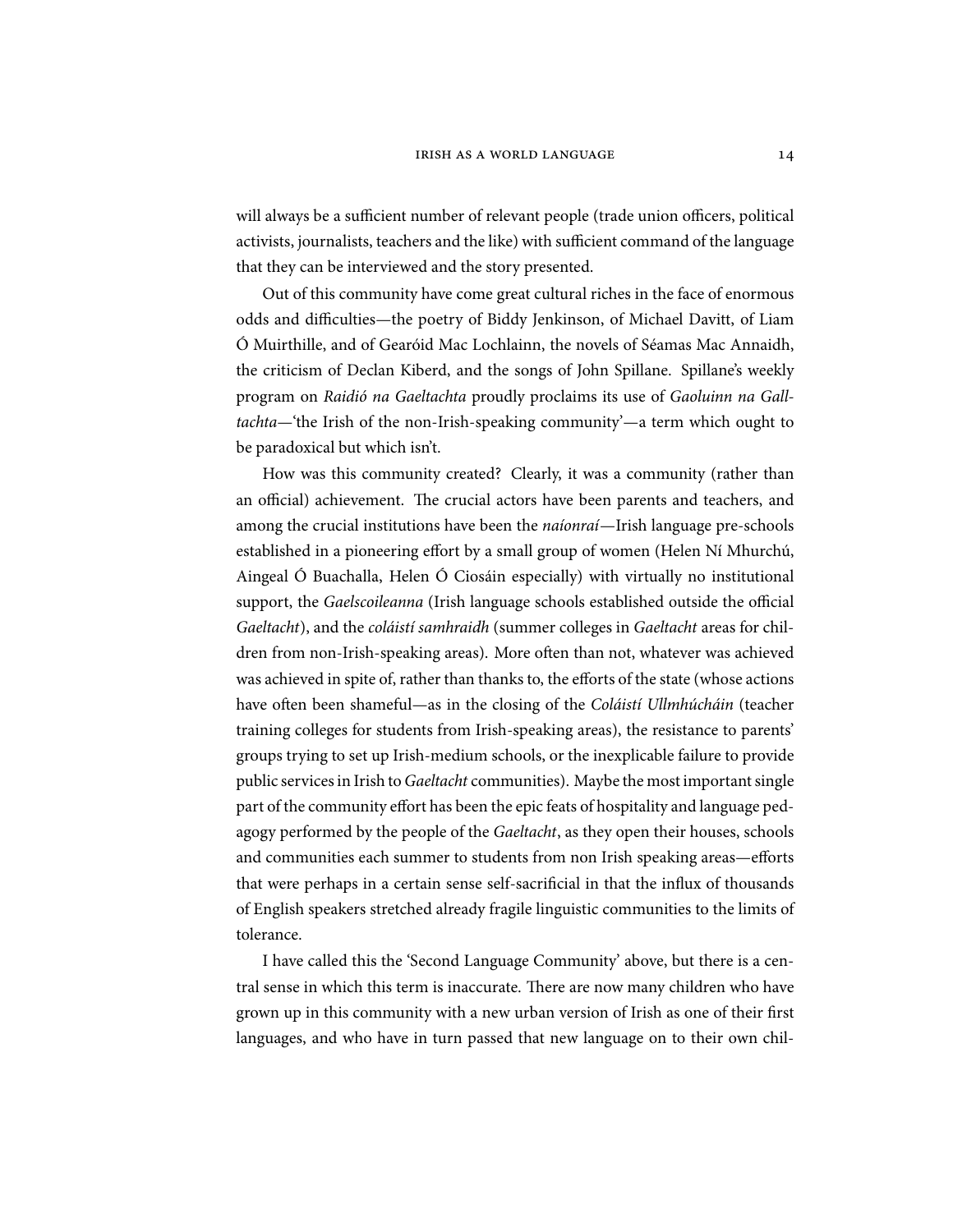will always be a sufficient number of relevant people (trade union officers, political activists, journalists, teachers and the like) with sufficient command of the language that they can be interviewed and the story presented.

Out of this community have come great cultural riches in the face of enormous odds and difficulties—the poetry of Biddy Jenkinson, of Michael Davitt, of Liam Ó Muirthille, and of Gearóid Mac Lochlainn, the novels of Séamas Mac Annaidh, the criticism of Declan Kiberd, and the songs of John Spillane. Spillane's weekly program on *Raidió na Gaeltachta* proudly proclaims its use of *Gaoluinn na Galltachta*—'the Irish of the non-Irish-speaking community'—a term which ought to be paradoxical but which isn't.

How was this community created? Clearly, it was a community (rather than an official) achievement. The crucial actors have been parents and teachers, and among the crucial institutions have been the *naíonraí*—Irish language pre-schools established in a pioneering effort by a small group of women (Helen Ní Mhurchú, Aingeal Ó Buachalla, Helen Ó Ciosáin especially) with virtually no institutional support, the *Gaelscoileanna* (Irish language schools established outside the official *Gaeltacht*), and the *coláistí samhraidh* (summer colleges in *Gaeltacht* areas for children from non-Irish-speaking areas). More often than not, whatever was achieved was achieved in spite of, rather than thanks to, the efforts of the state (whose actions have often been shameful—as in the closing of the *Coláistí Ullmhúcháin* (teacher training colleges for students from Irish-speaking areas), the resistance to parents' groups trying to set up Irish-medium schools, or the inexplicable failure to provide public services in Irish to *Gaeltacht* communities). Maybe the most important single part of the community effort has been the epic feats of hospitality and language pedagogy performed by the people of the *Gaeltacht*, as they open their houses, schools and communities each summer to students from non Irish speaking areas—efforts that were perhaps in a certain sense self-sacrificial in that the influx of thousands of English speakers stretched already fragile linguistic communities to the limits of tolerance.

I have called this the 'Second Language Community' above, but there is a central sense in which this term is inaccurate. There are now many children who have grown up in this community with a new urban version of Irish as one of their first languages, and who have in turn passed that new language on to their own chil-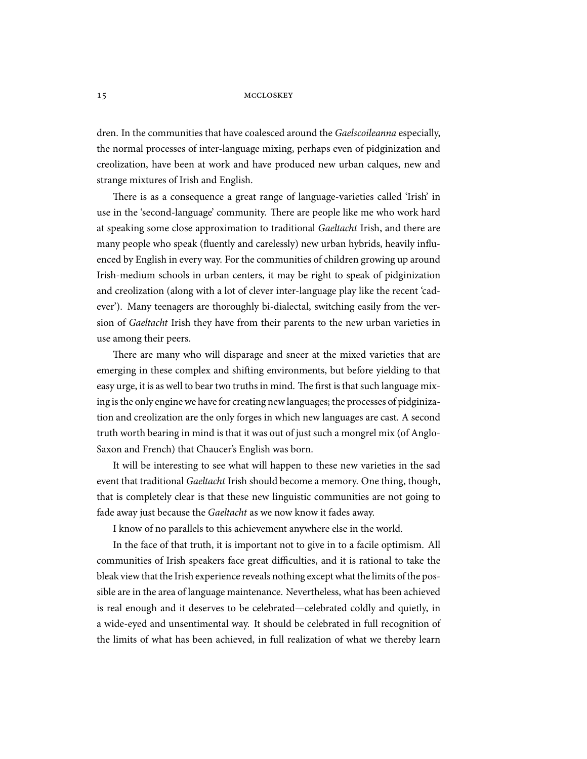dren. In the communities that have coalesced around the *Gaelscoileanna* especially, the normal processes of inter-language mixing, perhaps even of pidginization and creolization, have been at work and have produced new urban calques, new and strange mixtures of Irish and English.

There is as a consequence a great range of language-varieties called 'Irish' in use in the 'second-language' community. There are people like me who work hard at speaking some close approximation to traditional *Gaeltacht* Irish, and there are many people who speak (fluently and carelessly) new urban hybrids, heavily influenced by English in every way. For the communities of children growing up around Irish-medium schools in urban centers, it may be right to speak of pidginization and creolization (along with a lot of clever inter-language play like the recent 'cad-ever'). Many teenagers are thoroughly bi-dialectal, switching easily from the version of *Gaeltacht* Irish they have from their parents to the new urban varieties in use among their peers.

There are many who will disparage and sneer at the mixed varieties that are emerging in these complex and shifting environments, but before yielding to that easy urge, it is as well to bear two truths in mind. The first is that such language mixing is the only engine we have for creating new languages; the processes of pidginization and creolization are the only forges in which new languages are cast. A second truth worth bearing in mind is that it was out of just such a mongrel mix (of Anglo-Saxon and French) that Chaucer's English was born.

It will be interesting to see what will happen to these new varieties in the sad event that traditional *Gaeltacht* Irish should become a memory. One thing, though, that is completely clear is that these new linguistic communities are not going to fade away just because the *Gaeltacht* as we now know it fades away.

I know of no parallels to this achievement anywhere else in the world.

In the face of that truth, it is important not to give in to a facile optimism. All communities of Irish speakers face great difficulties, and it is rational to take the bleak view that the Irish experience reveals nothing except what the limits of the possible are in the area of language maintenance. Nevertheless, what has been achieved is real enough and it deserves to be celebrated—celebrated coldly and quietly, in a wide-eyed and unsentimental way. It should be celebrated in full recognition of the limits of what has been achieved, in full realization of what we thereby learn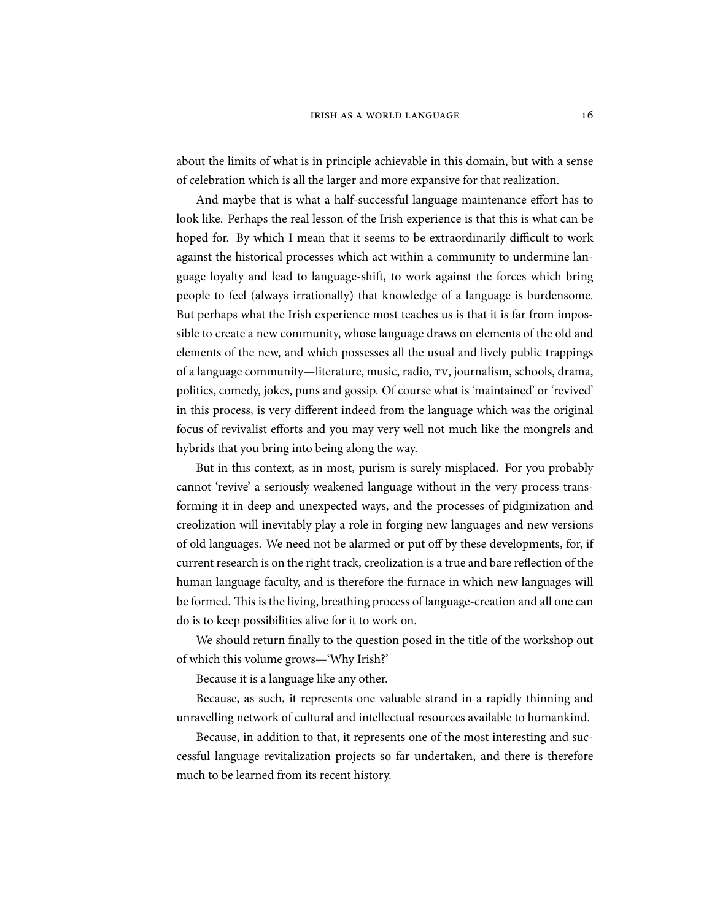about the limits of what is in principle achievable in this domain, but with a sense of celebration which is all the larger and more expansive for that realization.

And maybe that is what a half-successful language maintenance effort has to look like. Perhaps the real lesson of the Irish experience is that this is what can be hoped for. By which I mean that it seems to be extraordinarily difficult to work against the historical processes which act within a community to undermine language loyalty and lead to language-shift, to work against the forces which bring people to feel (always irrationally) that knowledge of a language is burdensome. But perhaps what the Irish experience most teaches us is that it is far from impossible to create a new community, whose language draws on elements of the old and elements of the new, and which possesses all the usual and lively public trappings of a language community—literature, music, radio, TV, journalism, schools, drama, politics, comedy, jokes, puns and gossip. Of course what is 'maintained' or 'revived' in this process, is very different indeed from the language which was the original focus of revivalist efforts and you may very well not much like the mongrels and hybrids that you bring into being along the way.

But in this context, as in most, purism is surely misplaced. For you probably cannot 'revive' a seriously weakened language without in the very process transforming it in deep and unexpected ways, and the processes of pidginization and creolization will inevitably play a role in forging new languages and new versions of old languages. We need not be alarmed or put off by these developments, for, if current research is on the right track, creolization is a true and bare reflection of the human language faculty, and is therefore the furnace in which new languages will be formed. This is the living, breathing process of language-creation and all one can do is to keep possibilities alive for it to work on.

We should return finally to the question posed in the title of the workshop out of which this volume grows—'Why Irish?'

Because it is a language like any other.

Because, as such, it represents one valuable strand in a rapidly thinning and unravelling network of cultural and intellectual resources available to humankind.

Because, in addition to that, it represents one of the most interesting and successful language revitalization projects so far undertaken, and there is therefore much to be learned from its recent history.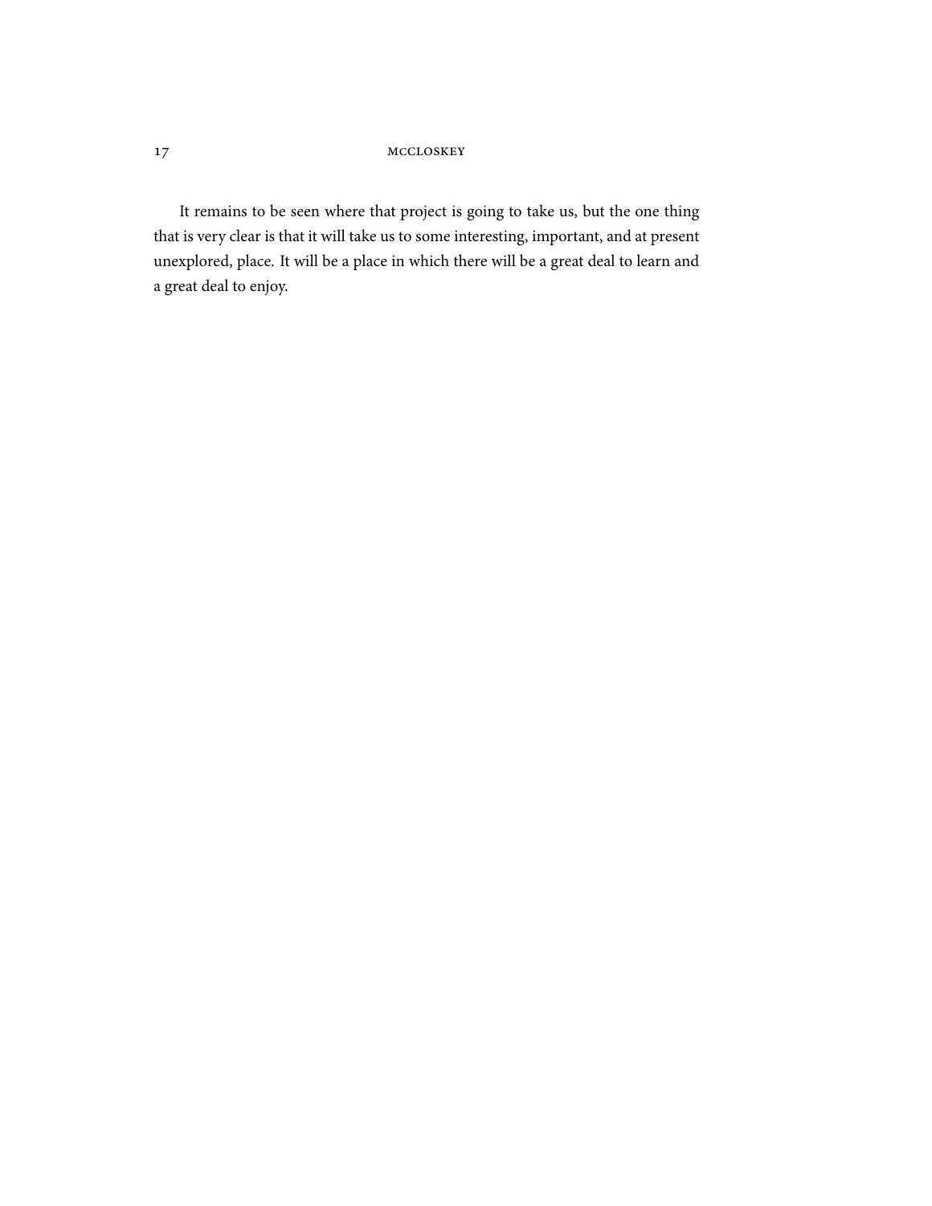It remains to be seen where that project is going to take us, but the one thing that is very clear is that it will take us to some interesting, important, and at present unexplored, place. It will be a place in which there will be a great deal to learn and a great deal to enjoy.